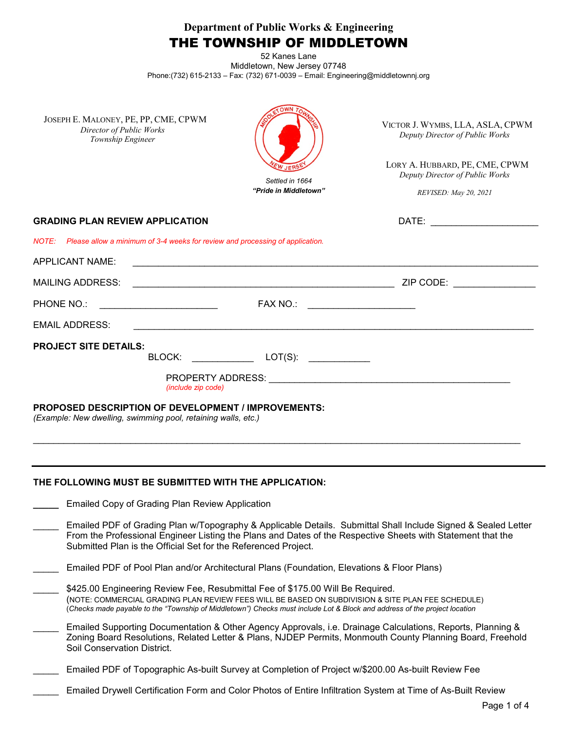**Department of Public Works & Engineering**

# THE TOWNSHIP OF MIDDLETOWN

52 Kanes Lane
Middletown, New Jersey 07748
Phone:(732) 615-2133 – Fax: (732) 671-0039 – Email: Engineering@middletownnj.org

JOSEPH E. MALONEY, PE, PP, CME, CPWM
*Director of Public Works*
*Township Engineer*

*Settled in 1664*
***"Pride in Middletown"***

VICTOR J. WYMBS, LLA, ASLA, CPWM
*Deputy Director of Public Works*

LORY A. HUBBARD, PE, CME, CPWM
*Deputy Director of Public Works*

*REVISED: May 20, 2021*

**GRADING PLAN REVIEW APPLICATION** DATE: ____________________

*NOTE: Please allow a minimum of 3-4 weeks for review and processing of application.*

APPLICANT NAME: ______________________________________________________________________

MAILING ADDRESS: ________________________________________________ ZIP CODE: _______________

PHONE NO.: ______________________ FAX NO.: ____________________

EMAIL ADDRESS: ______________________________________________________________________

**PROJECT SITE DETAILS:**

BLOCK: ___________ LOT(S): ___________

PROPERTY ADDRESS: ____________________________________________
*(include zip code)*

**PROPOSED DESCRIPTION OF DEVELOPMENT / IMPROVEMENTS:**
*(Example: New dwelling, swimming pool, retaining walls, etc.)*

___________________________________________________________________________________________

---

**THE FOLLOWING MUST BE SUBMITTED WITH THE APPLICATION:**

_____ Emailed Copy of Grading Plan Review Application

_____ Emailed PDF of Grading Plan w/Topography & Applicable Details. Submittal Shall Include Signed & Sealed Letter From the Professional Engineer Listing the Plans and Dates of the Respective Sheets with Statement that the Submitted Plan is the Official Set for the Referenced Project.

_____ Emailed PDF of Pool Plan and/or Architectural Plans (Foundation, Elevations & Floor Plans)

_____ $425.00 Engineering Review Fee, Resubmittal Fee of $175.00 Will Be Required.
(NOTE: COMMERCIAL GRADING PLAN REVIEW FEES WILL BE BASED ON SUBDIVISION & SITE PLAN FEE SCHEDULE)
(*Checks made payable to the "Township of Middletown") Checks must include Lot & Block and address of the project location*

_____ Emailed Supporting Documentation & Other Agency Approvals, i.e. Drainage Calculations, Reports, Planning & Zoning Board Resolutions, Related Letter & Plans, NJDEP Permits, Monmouth County Planning Board, Freehold Soil Conservation District.

_____ Emailed PDF of Topographic As-built Survey at Completion of Project w/$200.00 As-built Review Fee

_____ Emailed Drywell Certification Form and Color Photos of Entire Infiltration System at Time of As-Built Review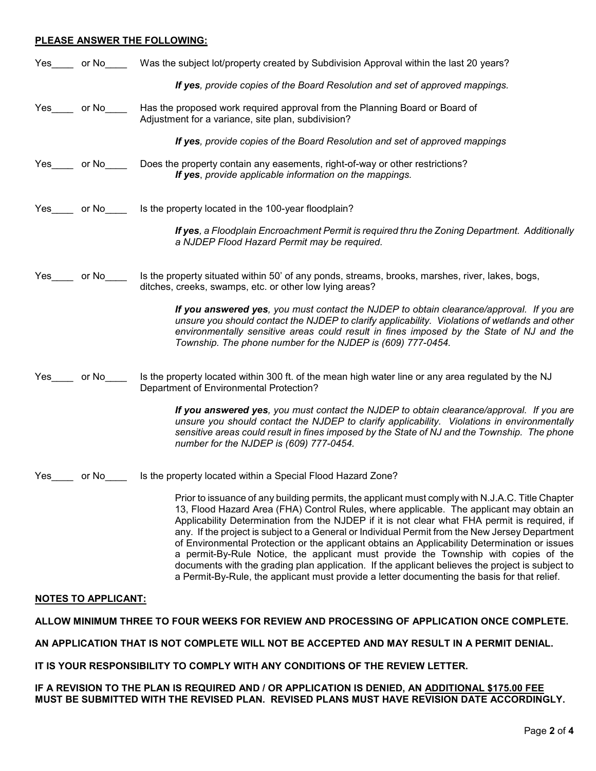**PLEASE ANSWER THE FOLLOWING:**

Yes____ or No____ Was the subject lot/property created by Subdivision Approval within the last 20 years?

> ***If yes****, provide copies of the Board Resolution and set of approved mappings.*

Yes____ or No____ Has the proposed work required approval from the Planning Board or Board of Adjustment for a variance, site plan, subdivision?

> ***If yes****, provide copies of the Board Resolution and set of approved mappings*

Yes____ or No____ Does the property contain any easements, right-of-way or other restrictions?

> ***If yes****, provide applicable information on the mappings.*

Yes____ or No____ Is the property located in the 100-year floodplain?

> ***If yes****, a Floodplain Encroachment Permit is required thru the Zoning Department. Additionally a NJDEP Flood Hazard Permit may be required.*

Yes____ or No____ Is the property situated within 50' of any ponds, streams, brooks, marshes, river, lakes, bogs, ditches, creeks, swamps, etc. or other low lying areas?

> ***If you answered yes****, you must contact the NJDEP to obtain clearance/approval. If you are unsure you should contact the NJDEP to clarify applicability. Violations of wetlands and other environmentally sensitive areas could result in fines imposed by the State of NJ and the Township. The phone number for the NJDEP is (609) 777-0454.*

Yes____ or No____ Is the property located within 300 ft. of the mean high water line or any area regulated by the NJ Department of Environmental Protection?

> ***If you answered yes****, you must contact the NJDEP to obtain clearance/approval. If you are unsure you should contact the NJDEP to clarify applicability. Violations in environmentally sensitive areas could result in fines imposed by the State of NJ and the Township. The phone number for the NJDEP is (609) 777-0454.*

Yes____ or No____ Is the property located within a Special Flood Hazard Zone?

> Prior to issuance of any building permits, the applicant must comply with N.J.A.C. Title Chapter 13, Flood Hazard Area (FHA) Control Rules, where applicable. The applicant may obtain an Applicability Determination from the NJDEP if it is not clear what FHA permit is required, if any. If the project is subject to a General or Individual Permit from the New Jersey Department of Environmental Protection or the applicant obtains an Applicability Determination or issues a permit-By-Rule Notice, the applicant must provide the Township with copies of the documents with the grading plan application. If the applicant believes the project is subject to a Permit-By-Rule, the applicant must provide a letter documenting the basis for that relief.

**NOTES TO APPLICANT:**

**ALLOW MINIMUM THREE TO FOUR WEEKS FOR REVIEW AND PROCESSING OF APPLICATION ONCE COMPLETE.**

**AN APPLICATION THAT IS NOT COMPLETE WILL NOT BE ACCEPTED AND MAY RESULT IN A PERMIT DENIAL.**

**IT IS YOUR RESPONSIBILITY TO COMPLY WITH ANY CONDITIONS OF THE REVIEW LETTER.**

**IF A REVISION TO THE PLAN IS REQUIRED AND / OR APPLICATION IS DENIED, AN ADDITIONAL $175.00 FEE MUST BE SUBMITTED WITH THE REVISED PLAN. REVISED PLANS MUST HAVE REVISION DATE ACCORDINGLY.**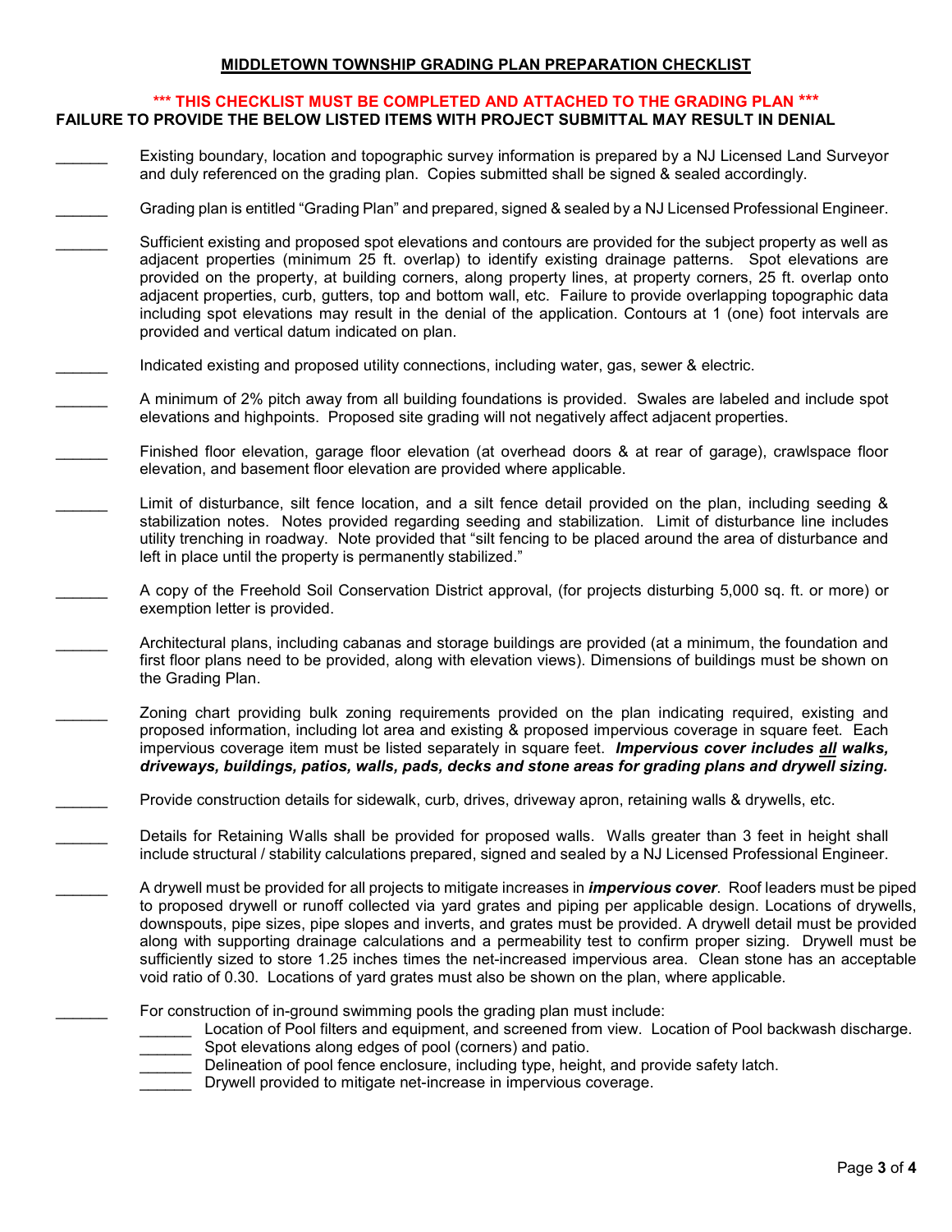## MIDDLETOWN TOWNSHIP GRADING PLAN PREPARATION CHECKLIST

**\*\*\* THIS CHECKLIST MUST BE COMPLETED AND ATTACHED TO THE GRADING PLAN \*\*\***

**FAILURE TO PROVIDE THE BELOW LISTED ITEMS WITH PROJECT SUBMITTAL MAY RESULT IN DENIAL**

______ Existing boundary, location and topographic survey information is prepared by a NJ Licensed Land Surveyor and duly referenced on the grading plan. Copies submitted shall be signed & sealed accordingly.

______ Grading plan is entitled "Grading Plan" and prepared, signed & sealed by a NJ Licensed Professional Engineer.

______ Sufficient existing and proposed spot elevations and contours are provided for the subject property as well as adjacent properties (minimum 25 ft. overlap) to identify existing drainage patterns. Spot elevations are provided on the property, at building corners, along property lines, at property corners, 25 ft. overlap onto adjacent properties, curb, gutters, top and bottom wall, etc. Failure to provide overlapping topographic data including spot elevations may result in the denial of the application. Contours at 1 (one) foot intervals are provided and vertical datum indicated on plan.

______ Indicated existing and proposed utility connections, including water, gas, sewer & electric.

______ A minimum of 2% pitch away from all building foundations is provided. Swales are labeled and include spot elevations and highpoints. Proposed site grading will not negatively affect adjacent properties.

______ Finished floor elevation, garage floor elevation (at overhead doors & at rear of garage), crawlspace floor elevation, and basement floor elevation are provided where applicable.

______ Limit of disturbance, silt fence location, and a silt fence detail provided on the plan, including seeding & stabilization notes. Notes provided regarding seeding and stabilization. Limit of disturbance line includes utility trenching in roadway. Note provided that "silt fencing to be placed around the area of disturbance and left in place until the property is permanently stabilized."

______ A copy of the Freehold Soil Conservation District approval, (for projects disturbing 5,000 sq. ft. or more) or exemption letter is provided.

______ Architectural plans, including cabanas and storage buildings are provided (at a minimum, the foundation and first floor plans need to be provided, along with elevation views). Dimensions of buildings must be shown on the Grading Plan.

______ Zoning chart providing bulk zoning requirements provided on the plan indicating required, existing and proposed information, including lot area and existing & proposed impervious coverage in square feet. Each impervious coverage item must be listed separately in square feet. ***Impervious cover includes all walks, driveways, buildings, patios, walls, pads, decks and stone areas for grading plans and drywell sizing.***

______ Provide construction details for sidewalk, curb, drives, driveway apron, retaining walls & drywells, etc.

______ Details for Retaining Walls shall be provided for proposed walls. Walls greater than 3 feet in height shall include structural / stability calculations prepared, signed and sealed by a NJ Licensed Professional Engineer.

______ A drywell must be provided for all projects to mitigate increases in ***impervious cover***. Roof leaders must be piped to proposed drywell or runoff collected via yard grates and piping per applicable design. Locations of drywells, downspouts, pipe sizes, pipe slopes and inverts, and grates must be provided. A drywell detail must be provided along with supporting drainage calculations and a permeability test to confirm proper sizing. Drywell must be sufficiently sized to store 1.25 inches times the net-increased impervious area. Clean stone has an acceptable void ratio of 0.30. Locations of yard grates must also be shown on the plan, where applicable.

______ For construction of in-ground swimming pools the grading plan must include:

- ______ Location of Pool filters and equipment, and screened from view. Location of Pool backwash discharge.
- ______ Spot elevations along edges of pool (corners) and patio.
- ______ Delineation of pool fence enclosure, including type, height, and provide safety latch.
- ______ Drywell provided to mitigate net-increase in impervious coverage.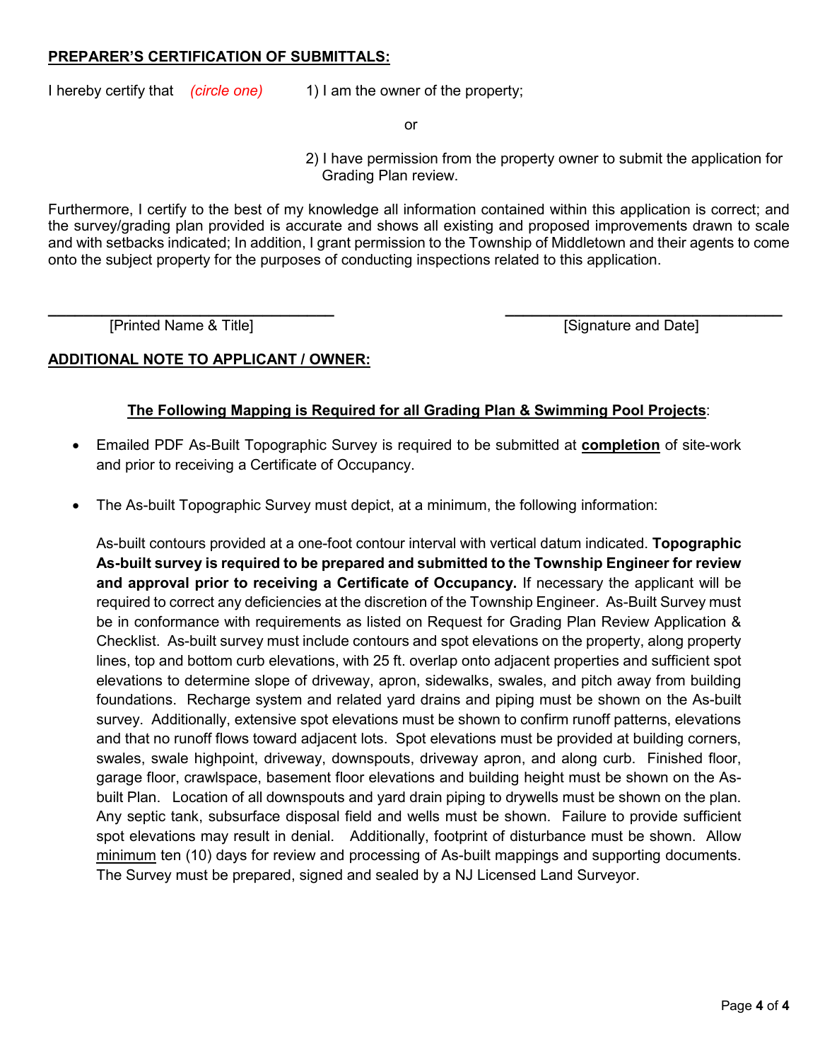**PREPARER'S CERTIFICATION OF SUBMITTALS:**

I hereby certify that *(circle one)*

1) I am the owner of the property;

or

2) I have permission from the property owner to submit the application for Grading Plan review.

Furthermore, I certify to the best of my knowledge all information contained within this application is correct; and the survey/grading plan provided is accurate and shows all existing and proposed improvements drawn to scale and with setbacks indicated; In addition, I grant permission to the Township of Middletown and their agents to come onto the subject property for the purposes of conducting inspections related to this application.

\_\_\_\_\_\_\_\_\_\_\_\_\_\_\_\_\_\_\_\_\_\_\_\_\_\_\_\_\_\_\_\_\_\_\_ \_\_\_\_\_\_\_\_\_\_\_\_\_\_\_\_\_\_\_\_\_\_\_\_\_\_\_\_\_\_\_\_\_\_\_

[Printed Name & Title] [Signature and Date]

**ADDITIONAL NOTE TO APPLICANT / OWNER:**

**The Following Mapping is Required for all Grading Plan & Swimming Pool Projects**:

- Emailed PDF As-Built Topographic Survey is required to be submitted at **completion** of site-work and prior to receiving a Certificate of Occupancy.

- The As-built Topographic Survey must depict, at a minimum, the following information:

  As-built contours provided at a one-foot contour interval with vertical datum indicated. **Topographic As-built survey is required to be prepared and submitted to the Township Engineer for review and approval prior to receiving a Certificate of Occupancy.** If necessary the applicant will be required to correct any deficiencies at the discretion of the Township Engineer. As-Built Survey must be in conformance with requirements as listed on Request for Grading Plan Review Application & Checklist. As-built survey must include contours and spot elevations on the property, along property lines, top and bottom curb elevations, with 25 ft. overlap onto adjacent properties and sufficient spot elevations to determine slope of driveway, apron, sidewalks, swales, and pitch away from building foundations. Recharge system and related yard drains and piping must be shown on the As-built survey. Additionally, extensive spot elevations must be shown to confirm runoff patterns, elevations and that no runoff flows toward adjacent lots. Spot elevations must be provided at building corners, swales, swale highpoint, driveway, downspouts, driveway apron, and along curb. Finished floor, garage floor, crawlspace, basement floor elevations and building height must be shown on the As-built Plan. Location of all downspouts and yard drain piping to drywells must be shown on the plan. Any septic tank, subsurface disposal field and wells must be shown. Failure to provide sufficient spot elevations may result in denial. Additionally, footprint of disturbance must be shown. Allow minimum ten (10) days for review and processing of As-built mappings and supporting documents. The Survey must be prepared, signed and sealed by a NJ Licensed Land Surveyor.